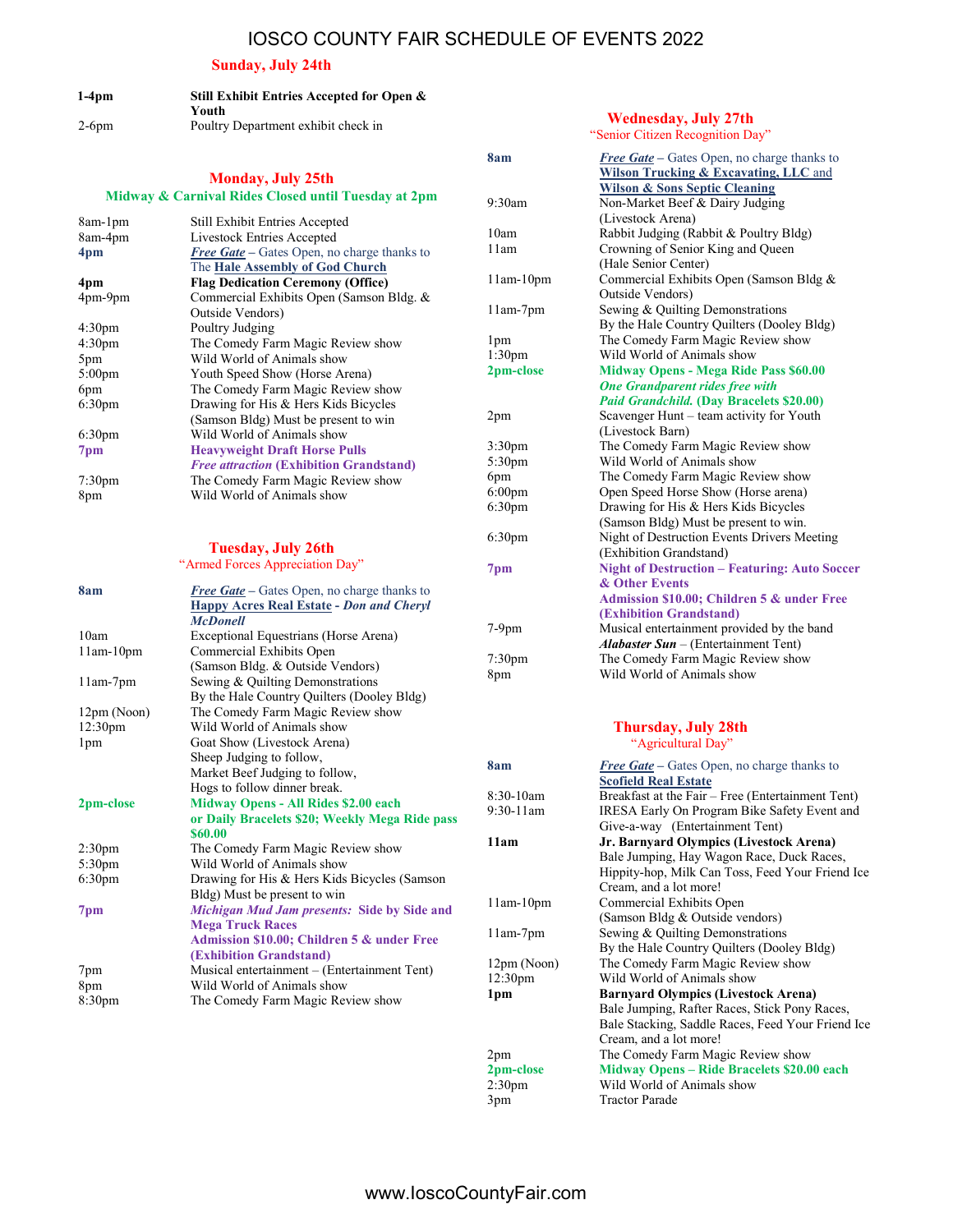# IOSCO COUNTY FAIR SCHEDULE OF EVENTS 2022

## Sunday, July 24th

| | |
|---|---|
| **1-4pm** | **Still Exhibit Entries Accepted for Open & Youth** |
| 2-6pm | Poultry Department exhibit check in |

## Monday, July 25th

**Midway & Carnival Rides Closed until Tuesday at 2pm**

| | |
|---|---|
| 8am-1pm | Still Exhibit Entries Accepted |
| 8am-4pm | Livestock Entries Accepted |
| **4pm** | ***Free Gate*** – Gates Open, no charge thanks to The **Hale Assembly of God Church** |
| **4pm** | **Flag Dedication Ceremony (Office)** |
| 4pm-9pm | Commercial Exhibits Open (Samson Bldg. & Outside Vendors) |
| 4:30pm | Poultry Judging |
| 4:30pm | The Comedy Farm Magic Review show |
| 5pm | Wild World of Animals show |
| 5:00pm | Youth Speed Show (Horse Arena) |
| 6pm | The Comedy Farm Magic Review show |
| 6:30pm | Drawing for His & Hers Kids Bicycles (Samson Bldg) Must be present to win |
| 6:30pm | Wild World of Animals show |
| **7pm** | **Heavyweight Draft Horse Pulls** ***Free attraction*** **(Exhibition Grandstand)** |
| 7:30pm | The Comedy Farm Magic Review show |
| 8pm | Wild World of Animals show |

## Tuesday, July 26th

"Armed Forces Appreciation Day"

| | |
|---|---|
| **8am** | ***Free Gate*** – Gates Open, no charge thanks to **Happy Acres Real Estate** - ***Don and Cheryl McDonell*** |
| 10am | Exceptional Equestrians (Horse Arena) |
| 11am-10pm | Commercial Exhibits Open (Samson Bldg. & Outside Vendors) |
| 11am-7pm | Sewing & Quilting Demonstrations By the Hale Country Quilters (Dooley Bldg) |
| 12pm (Noon) | The Comedy Farm Magic Review show |
| 12:30pm | Wild World of Animals show |
| 1pm | Goat Show (Livestock Arena) Sheep Judging to follow, Market Beef Judging to follow, Hogs to follow dinner break. |
| **2pm-close** | **Midway Opens - All Rides $2.00 each or Daily Bracelets $20; Weekly Mega Ride pass $60.00** |
| 2:30pm | The Comedy Farm Magic Review show |
| 5:30pm | Wild World of Animals show |
| 6:30pm | Drawing for His & Hers Kids Bicycles (Samson Bldg) Must be present to win |
| **7pm** | ***Michigan Mud Jam presents:*** **Side by Side and Mega Truck Races Admission $10.00; Children 5 & under Free (Exhibition Grandstand)** |
| 7pm | Musical entertainment – (Entertainment Tent) |
| 8pm | Wild World of Animals show |
| 8:30pm | The Comedy Farm Magic Review show |

## Wednesday, July 27th

"Senior Citizen Recognition Day"

| | |
|---|---|
| **8am** | ***Free Gate*** – Gates Open, no charge thanks to **Wilson Trucking & Excavating, LLC** and **Wilson & Sons Septic Cleaning** |
| 9:30am | Non-Market Beef & Dairy Judging (Livestock Arena) |
| 10am | Rabbit Judging (Rabbit & Poultry Bldg) |
| 11am | Crowning of Senior King and Queen (Hale Senior Center) |
| 11am-10pm | Commercial Exhibits Open (Samson Bldg & Outside Vendors) |
| 11am-7pm | Sewing & Quilting Demonstrations By the Hale Country Quilters (Dooley Bldg) |
| 1pm | The Comedy Farm Magic Review show |
| 1:30pm | Wild World of Animals show |
| **2pm-close** | **Midway Opens - Mega Ride Pass $60.00** ***One Grandparent rides free with Paid Grandchild.*** **(Day Bracelets $20.00)** |
| 2pm | Scavenger Hunt – team activity for Youth (Livestock Barn) |
| 3:30pm | The Comedy Farm Magic Review show |
| 5:30pm | Wild World of Animals show |
| 6pm | The Comedy Farm Magic Review show |
| 6:00pm | Open Speed Horse Show (Horse arena) |
| 6:30pm | Drawing for His & Hers Kids Bicycles (Samson Bldg) Must be present to win. |
| 6:30pm | Night of Destruction Events Drivers Meeting (Exhibition Grandstand) |
| **7pm** | **Night of Destruction – Featuring: Auto Soccer & Other Events Admission $10.00; Children 5 & under Free (Exhibition Grandstand)** |
| 7-9pm | Musical entertainment provided by the band ***Alabaster Sun*** – (Entertainment Tent) |
| 7:30pm | The Comedy Farm Magic Review show |
| 8pm | Wild World of Animals show |

## Thursday, July 28th

"Agricultural Day"

| | |
|---|---|
| **8am** | ***Free Gate*** – Gates Open, no charge thanks to **Scofield Real Estate** |
| 8:30-10am | Breakfast at the Fair – Free (Entertainment Tent) |
| 9:30-11am | IRESA Early On Program Bike Safety Event and Give-a-way (Entertainment Tent) |
| **11am** | **Jr. Barnyard Olympics (Livestock Arena)** Bale Jumping, Hay Wagon Race, Duck Races, Hippity-hop, Milk Can Toss, Feed Your Friend Ice Cream, and a lot more! |
| 11am-10pm | Commercial Exhibits Open (Samson Bldg & Outside vendors) |
| 11am-7pm | Sewing & Quilting Demonstrations By the Hale Country Quilters (Dooley Bldg) |
| 12pm (Noon) | The Comedy Farm Magic Review show |
| 12:30pm | Wild World of Animals show |
| **1pm** | **Barnyard Olympics (Livestock Arena)** Bale Jumping, Rafter Races, Stick Pony Races, Bale Stacking, Saddle Races, Feed Your Friend Ice Cream, and a lot more! |
| 2pm | The Comedy Farm Magic Review show |
| **2pm-close** | **Midway Opens – Ride Bracelets $20.00 each** |
| 2:30pm | Wild World of Animals show |
| 3pm | Tractor Parade |

www.IoscoCountyFair.com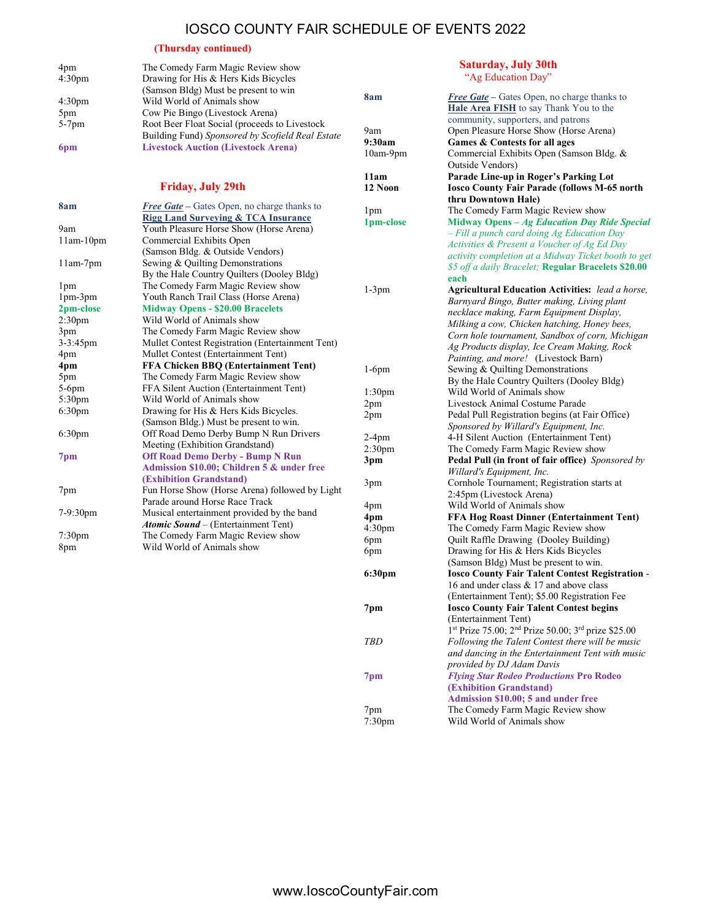# IOSCO COUNTY FAIR SCHEDULE OF EVENTS 2022

## (Thursday continued)

| | |
|---|---|
| 4pm | The Comedy Farm Magic Review show |
| 4:30pm | Drawing for His & Hers Kids Bicycles (Samson Bldg) Must be present to win |
| 4:30pm | Wild World of Animals show |
| 5pm | Cow Pie Bingo (Livestock Arena) |
| 5-7pm | Root Beer Float Social (proceeds to Livestock Building Fund) *Sponsored by Scofield Real Estate* |
| **6pm** | **Livestock Auction (Livestock Arena)** |

## Friday, July 29th

| | |
|---|---|
| **8am** | ***Free Gate*** – Gates Open, no charge thanks to **Rigg Land Surveying & TCA Insurance** |
| 9am | Youth Pleasure Horse Show (Horse Arena) |
| 11am-10pm | Commercial Exhibits Open (Samson Bldg. & Outside Vendors) |
| 11am-7pm | Sewing & Quilting Demonstrations By the Hale Country Quilters (Dooley Bldg) |
| 1pm | The Comedy Farm Magic Review show |
| 1pm-3pm | Youth Ranch Trail Class (Horse Arena) |
| **2pm-close** | **Midway Opens - $20.00 Bracelets** |
| 2:30pm | Wild World of Animals show |
| 3pm | The Comedy Farm Magic Review show |
| 3-3:45pm | Mullet Contest Registration (Entertainment Tent) |
| 4pm | Mullet Contest (Entertainment Tent) |
| **4pm** | **FFA Chicken BBQ (Entertainment Tent)** |
| 5pm | The Comedy Farm Magic Review show |
| 5-6pm | FFA Silent Auction (Entertainment Tent) |
| 5:30pm | Wild World of Animals show |
| 6:30pm | Drawing for His & Hers Kids Bicycles. (Samson Bldg.) Must be present to win. |
| 6:30pm | Off Road Demo Derby Bump N Run Drivers Meeting (Exhibition Grandstand) |
| **7pm** | **Off Road Demo Derby - Bump N Run Admission $10.00; Children 5 & under free (Exhibition Grandstand)** |
| 7pm | Fun Horse Show (Horse Arena) followed by Light Parade around Horse Race Track |
| 7-9:30pm | Musical entertainment provided by the band ***Atomic Sound*** – (Entertainment Tent) |
| 7:30pm | The Comedy Farm Magic Review show |
| 8pm | Wild World of Animals show |

## Saturday, July 30th

"Ag Education Day"

| | |
|---|---|
| **8am** | ***Free Gate*** – Gates Open, no charge thanks to **Hale Area FISH** to say Thank You to the community, supporters, and patrons |
| 9am | Open Pleasure Horse Show (Horse Arena) |
| **9:30am** | **Games & Contests for all ages** |
| 10am-9pm | Commercial Exhibits Open (Samson Bldg. & Outside Vendors) |
| **11am** | **Parade Line-up in Roger's Parking Lot** |
| **12 Noon** | **Iosco County Fair Parade (follows M-65 north thru Downtown Hale)** |
| 1pm | The Comedy Farm Magic Review show |
| **1pm-close** | **Midway Opens – *Ag Education Day Ride Special*** *– Fill a punch card doing Ag Education Day Activities & Present a Voucher of Ag Ed Day activity completion at a Midway Ticket booth to get $5 off a daily Bracelet;* **Regular Bracelets $20.00 each** |
| 1-3pm | **Agricultural Education Activities:** *lead a horse, Barnyard Bingo, Butter making, Living plant necklace making, Farm Equipment Display, Milking a cow, Chicken hatching, Honey bees, Corn hole tournament, Sandbox of corn, Michigan Ag Products display, Ice Cream Making, Rock Painting, and more!* (Livestock Barn) |
| 1-6pm | Sewing & Quilting Demonstrations By the Hale Country Quilters (Dooley Bldg) |
| 1:30pm | Wild World of Animals show |
| 2pm | Livestock Animal Costume Parade |
| 2pm | Pedal Pull Registration begins (at Fair Office) *Sponsored by Willard's Equipment, Inc.* |
| 2-4pm | 4-H Silent Auction (Entertainment Tent) |
| 2:30pm | The Comedy Farm Magic Review show |
| **3pm** | **Pedal Pull (in front of fair office)** *Sponsored by Willard's Equipment, Inc.* |
| 3pm | Cornhole Tournament; Registration starts at 2:45pm (Livestock Arena) |
| 4pm | Wild World of Animals show |
| **4pm** | **FFA Hog Roast Dinner (Entertainment Tent)** |
| 4:30pm | The Comedy Farm Magic Review show |
| 6pm | Quilt Raffle Drawing (Dooley Building) |
| 6pm | Drawing for His & Hers Kids Bicycles (Samson Bldg) Must be present to win. |
| **6:30pm** | **Iosco County Fair Talent Contest Registration** - 16 and under class & 17 and above class (Entertainment Tent); $5.00 Registration Fee |
| **7pm** | **Iosco County Fair Talent Contest begins** (Entertainment Tent) 1st Prize 75.00; 2nd Prize 50.00; 3rd prize $25.00 |
| *TBD* | *Following the Talent Contest there will be music and dancing in the Entertainment Tent with music provided by DJ Adam Davis* |
| **7pm** | ***Flying Star Rodeo Productions* Pro Rodeo (Exhibition Grandstand) Admission $10.00; 5 and under free** |
| 7pm | The Comedy Farm Magic Review show |
| 7:30pm | Wild World of Animals show |

www.IoscoCountyFair.com